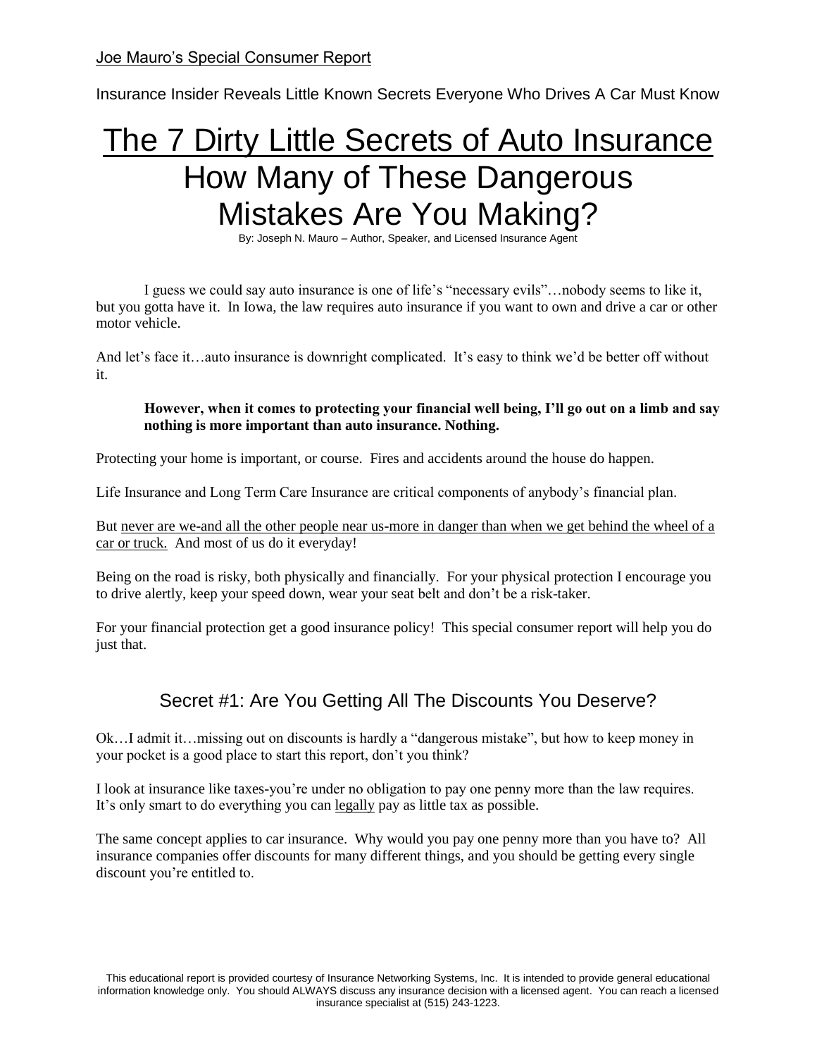Joe Mauro's Special Consumer Report

Insurance Insider Reveals Little Known Secrets Everyone Who Drives A Car Must Know

# The 7 Dirty Little Secrets of Auto Insurance
## How Many of These Dangerous Mistakes Are You Making?

By: Joseph N. Mauro – Author, Speaker, and Licensed Insurance Agent

I guess we could say auto insurance is one of life's "necessary evils"…nobody seems to like it, but you gotta have it. In Iowa, the law requires auto insurance if you want to own and drive a car or other motor vehicle.

And let's face it…auto insurance is downright complicated. It's easy to think we'd be better off without it.

> **However, when it comes to protecting your financial well being, I'll go out on a limb and say nothing is more important than auto insurance. Nothing.**

Protecting your home is important, or course. Fires and accidents around the house do happen.

Life Insurance and Long Term Care Insurance are critical components of anybody's financial plan.

But <u>never are we-and all the other people near us-more in danger than when we get behind the wheel of a car or truck.</u> And most of us do it everyday!

Being on the road is risky, both physically and financially. For your physical protection I encourage you to drive alertly, keep your speed down, wear your seat belt and don't be a risk-taker.

For your financial protection get a good insurance policy! This special consumer report will help you do just that.

## Secret #1: Are You Getting All The Discounts You Deserve?

Ok…I admit it…missing out on discounts is hardly a "dangerous mistake", but how to keep money in your pocket is a good place to start this report, don't you think?

I look at insurance like taxes-you're under no obligation to pay one penny more than the law requires. It's only smart to do everything you can <u>legally</u> pay as little tax as possible.

The same concept applies to car insurance. Why would you pay one penny more than you have to? All insurance companies offer discounts for many different things, and you should be getting every single discount you're entitled to.

This educational report is provided courtesy of Insurance Networking Systems, Inc. It is intended to provide general educational information knowledge only. You should ALWAYS discuss any insurance decision with a licensed agent. You can reach a licensed insurance specialist at (515) 243-1223.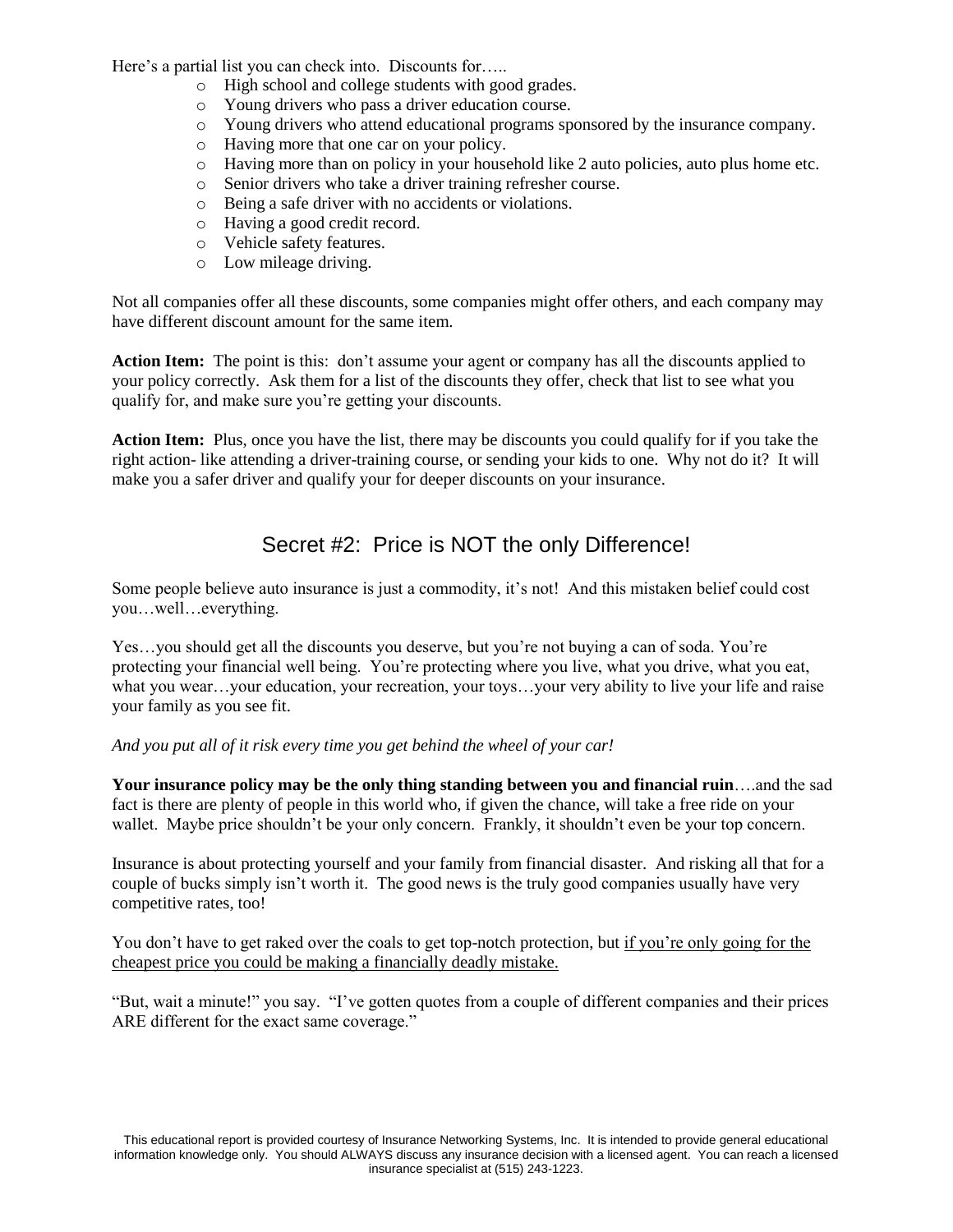Here's a partial list you can check into.  Discounts for…..

- High school and college students with good grades.
- Young drivers who pass a driver education course.
- Young drivers who attend educational programs sponsored by the insurance company.
- Having more that one car on your policy.
- Having more than on policy in your household like 2 auto policies, auto plus home etc.
- Senior drivers who take a driver training refresher course.
- Being a safe driver with no accidents or violations.
- Having a good credit record.
- Vehicle safety features.
- Low mileage driving.

Not all companies offer all these discounts, some companies might offer others, and each company may have different discount amount for the same item.

**Action Item:** The point is this:  don't assume your agent or company has all the discounts applied to your policy correctly.  Ask them for a list of the discounts they offer, check that list to see what you qualify for, and make sure you're getting your discounts.

**Action Item:** Plus, once you have the list, there may be discounts you could qualify for if you take the right action- like attending a driver-training course, or sending your kids to one.  Why not do it?  It will make you a safer driver and qualify your for deeper discounts on your insurance.

## Secret #2:  Price is NOT the only Difference!

Some people believe auto insurance is just a commodity, it's not!  And this mistaken belief could cost you…well…everything.

Yes…you should get all the discounts you deserve, but you're not buying a can of soda. You're protecting your financial well being.  You're protecting where you live, what you drive, what you eat, what you wear…your education, your recreation, your toys…your very ability to live your life and raise your family as you see fit.

*And you put all of it risk every time you get behind the wheel of your car!*

**Your insurance policy may be the only thing standing between you and financial ruin**….and the sad fact is there are plenty of people in this world who, if given the chance, will take a free ride on your wallet.  Maybe price shouldn't be your only concern.  Frankly, it shouldn't even be your top concern.

Insurance is about protecting yourself and your family from financial disaster.  And risking all that for a couple of bucks simply isn't worth it.  The good news is the truly good companies usually have very competitive rates, too!

You don't have to get raked over the coals to get top-notch protection, but <u>if you're only going for the cheapest price you could be making a financially deadly mistake.</u>

"But, wait a minute!" you say.  "I've gotten quotes from a couple of different companies and their prices ARE different for the exact same coverage."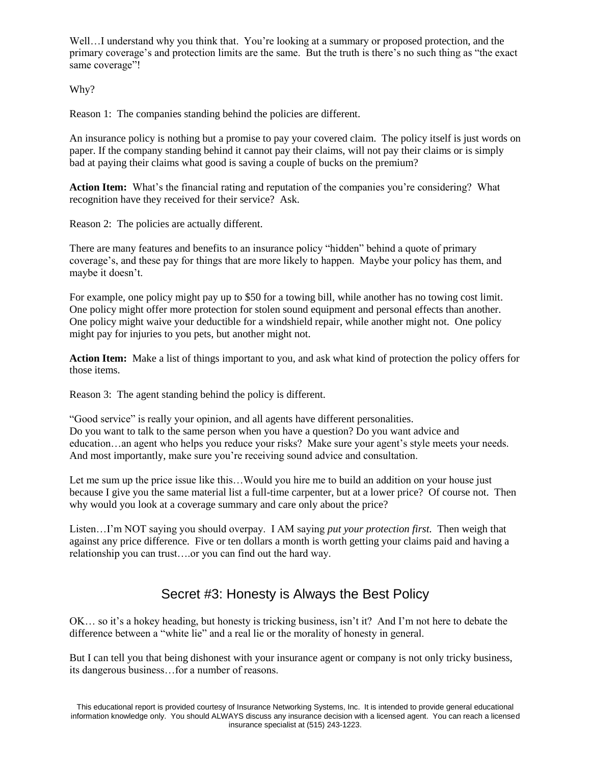Well…I understand why you think that. You're looking at a summary or proposed protection, and the primary coverage's and protection limits are the same. But the truth is there's no such thing as "the exact same coverage"!

Why?

Reason 1: The companies standing behind the policies are different.

An insurance policy is nothing but a promise to pay your covered claim. The policy itself is just words on paper. If the company standing behind it cannot pay their claims, will not pay their claims or is simply bad at paying their claims what good is saving a couple of bucks on the premium?

**Action Item:** What's the financial rating and reputation of the companies you're considering? What recognition have they received for their service? Ask.

Reason 2: The policies are actually different.

There are many features and benefits to an insurance policy "hidden" behind a quote of primary coverage's, and these pay for things that are more likely to happen. Maybe your policy has them, and maybe it doesn't.

For example, one policy might pay up to $50 for a towing bill, while another has no towing cost limit. One policy might offer more protection for stolen sound equipment and personal effects than another. One policy might waive your deductible for a windshield repair, while another might not. One policy might pay for injuries to you pets, but another might not.

**Action Item:** Make a list of things important to you, and ask what kind of protection the policy offers for those items.

Reason 3: The agent standing behind the policy is different.

"Good service" is really your opinion, and all agents have different personalities.
Do you want to talk to the same person when you have a question? Do you want advice and education…an agent who helps you reduce your risks? Make sure your agent's style meets your needs. And most importantly, make sure you're receiving sound advice and consultation.

Let me sum up the price issue like this…Would you hire me to build an addition on your house just because I give you the same material list a full-time carpenter, but at a lower price? Of course not. Then why would you look at a coverage summary and care only about the price?

Listen…I'm NOT saying you should overpay. I AM saying *put your protection first.* Then weigh that against any price difference. Five or ten dollars a month is worth getting your claims paid and having a relationship you can trust….or you can find out the hard way.

## Secret #3: Honesty is Always the Best Policy

OK… so it's a hokey heading, but honesty is tricking business, isn't it? And I'm not here to debate the difference between a "white lie" and a real lie or the morality of honesty in general.

But I can tell you that being dishonest with your insurance agent or company is not only tricky business, its dangerous business…for a number of reasons.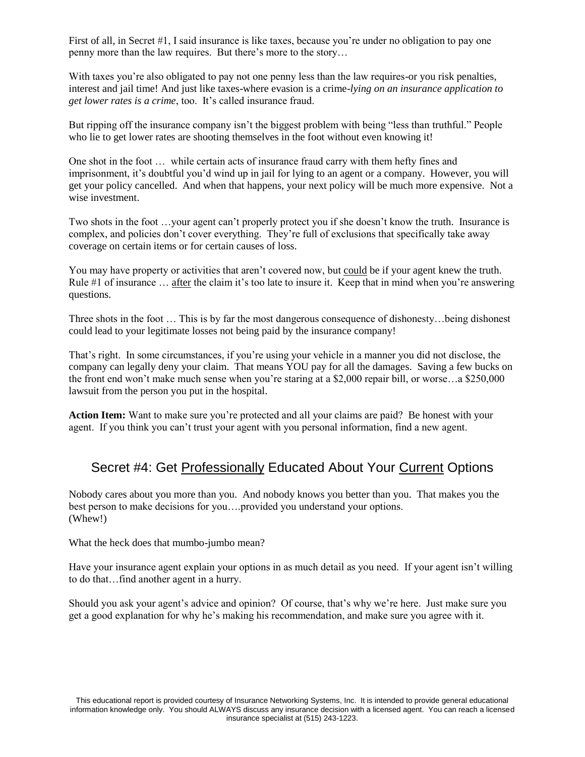First of all, in Secret #1, I said insurance is like taxes, because you're under no obligation to pay one penny more than the law requires. But there's more to the story…

With taxes you're also obligated to pay not one penny less than the law requires-or you risk penalties, interest and jail time! And just like taxes-where evasion is a crime-*lying on an insurance application to get lower rates is a crime*, too. It's called insurance fraud.

But ripping off the insurance company isn't the biggest problem with being "less than truthful." People who lie to get lower rates are shooting themselves in the foot without even knowing it!

One shot in the foot … while certain acts of insurance fraud carry with them hefty fines and imprisonment, it's doubtful you'd wind up in jail for lying to an agent or a company. However, you will get your policy cancelled. And when that happens, your next policy will be much more expensive. Not a wise investment.

Two shots in the foot …your agent can't properly protect you if she doesn't know the truth. Insurance is complex, and policies don't cover everything. They're full of exclusions that specifically take away coverage on certain items or for certain causes of loss.

You may have property or activities that aren't covered now, but <u>could</u> be if your agent knew the truth. Rule #1 of insurance … <u>after</u> the claim it's too late to insure it. Keep that in mind when you're answering questions.

Three shots in the foot … This is by far the most dangerous consequence of dishonesty…being dishonest could lead to your legitimate losses not being paid by the insurance company!

That's right. In some circumstances, if you're using your vehicle in a manner you did not disclose, the company can legally deny your claim. That means YOU pay for all the damages. Saving a few bucks on the front end won't make much sense when you're staring at a $2,000 repair bill, or worse…a $250,000 lawsuit from the person you put in the hospital.

**Action Item:** Want to make sure you're protected and all your claims are paid? Be honest with your agent. If you think you can't trust your agent with you personal information, find a new agent.

## Secret #4: Get <u>Professionally</u> Educated About Your <u>Current</u> Options

Nobody cares about you more than you. And nobody knows you better than you. That makes you the best person to make decisions for you….provided you understand your options.
(Whew!)

What the heck does that mumbo-jumbo mean?

Have your insurance agent explain your options in as much detail as you need. If your agent isn't willing to do that…find another agent in a hurry.

Should you ask your agent's advice and opinion? Of course, that's why we're here. Just make sure you get a good explanation for why he's making his recommendation, and make sure you agree with it.

This educational report is provided courtesy of Insurance Networking Systems, Inc. It is intended to provide general educational information knowledge only. You should ALWAYS discuss any insurance decision with a licensed agent. You can reach a licensed insurance specialist at (515) 243-1223.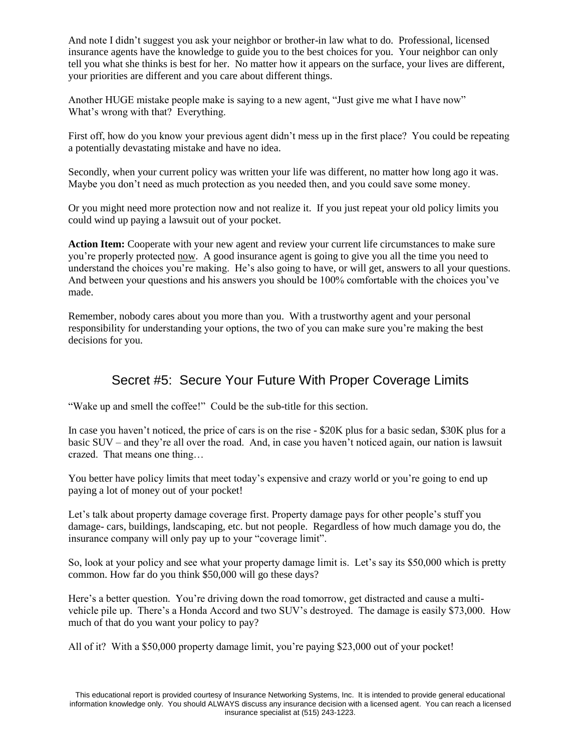And note I didn't suggest you ask your neighbor or brother-in law what to do. Professional, licensed insurance agents have the knowledge to guide you to the best choices for you. Your neighbor can only tell you what she thinks is best for her. No matter how it appears on the surface, your lives are different, your priorities are different and you care about different things.

Another HUGE mistake people make is saying to a new agent, "Just give me what I have now" What's wrong with that? Everything.

First off, how do you know your previous agent didn't mess up in the first place? You could be repeating a potentially devastating mistake and have no idea.

Secondly, when your current policy was written your life was different, no matter how long ago it was. Maybe you don't need as much protection as you needed then, and you could save some money.

Or you might need more protection now and not realize it. If you just repeat your old policy limits you could wind up paying a lawsuit out of your pocket.

**Action Item:** Cooperate with your new agent and review your current life circumstances to make sure you're properly protected <u>now</u>. A good insurance agent is going to give you all the time you need to understand the choices you're making. He's also going to have, or will get, answers to all your questions. And between your questions and his answers you should be 100% comfortable with the choices you've made.

Remember, nobody cares about you more than you. With a trustworthy agent and your personal responsibility for understanding your options, the two of you can make sure you're making the best decisions for you.

## Secret #5: Secure Your Future With Proper Coverage Limits

"Wake up and smell the coffee!" Could be the sub-title for this section.

In case you haven't noticed, the price of cars is on the rise - $20K plus for a basic sedan, $30K plus for a basic SUV – and they're all over the road. And, in case you haven't noticed again, our nation is lawsuit crazed. That means one thing…

You better have policy limits that meet today's expensive and crazy world or you're going to end up paying a lot of money out of your pocket!

Let's talk about property damage coverage first. Property damage pays for other people's stuff you damage- cars, buildings, landscaping, etc. but not people. Regardless of how much damage you do, the insurance company will only pay up to your "coverage limit".

So, look at your policy and see what your property damage limit is. Let's say its $50,000 which is pretty common. How far do you think $50,000 will go these days?

Here's a better question. You're driving down the road tomorrow, get distracted and cause a multi-vehicle pile up. There's a Honda Accord and two SUV's destroyed. The damage is easily $73,000. How much of that do you want your policy to pay?

All of it? With a $50,000 property damage limit, you're paying $23,000 out of your pocket!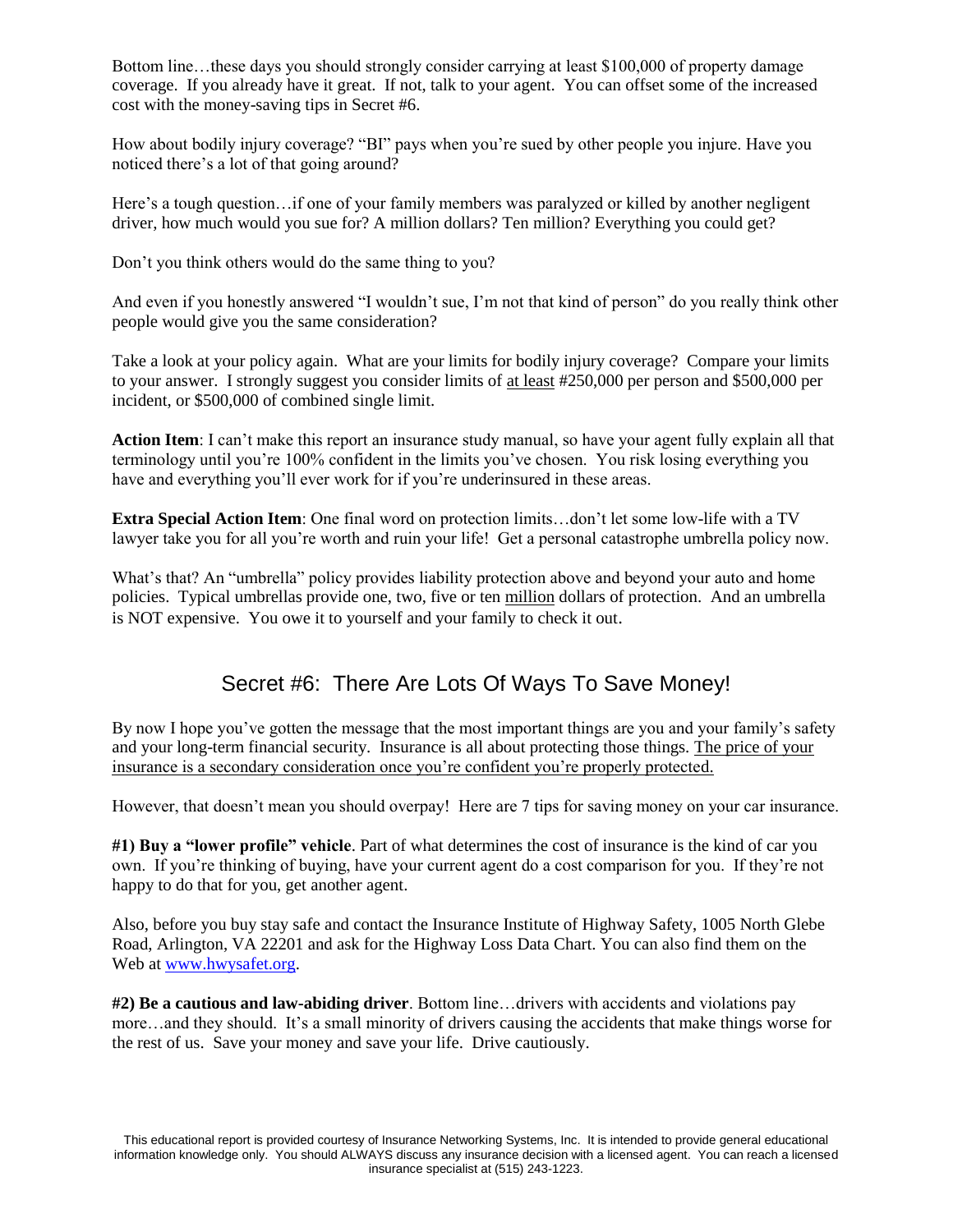Bottom line…these days you should strongly consider carrying at least $100,000 of property damage coverage. If you already have it great. If not, talk to your agent. You can offset some of the increased cost with the money-saving tips in Secret #6.

How about bodily injury coverage? "BI" pays when you're sued by other people you injure. Have you noticed there's a lot of that going around?

Here's a tough question…if one of your family members was paralyzed or killed by another negligent driver, how much would you sue for? A million dollars? Ten million? Everything you could get?

Don't you think others would do the same thing to you?

And even if you honestly answered "I wouldn't sue, I'm not that kind of person" do you really think other people would give you the same consideration?

Take a look at your policy again. What are your limits for bodily injury coverage? Compare your limits to your answer. I strongly suggest you consider limits of <u>at least</u> #250,000 per person and $500,000 per incident, or $500,000 of combined single limit.

**Action Item**: I can't make this report an insurance study manual, so have your agent fully explain all that terminology until you're 100% confident in the limits you've chosen. You risk losing everything you have and everything you'll ever work for if you're underinsured in these areas.

**Extra Special Action Item**: One final word on protection limits…don't let some low-life with a TV lawyer take you for all you're worth and ruin your life! Get a personal catastrophe umbrella policy now.

What's that? An "umbrella" policy provides liability protection above and beyond your auto and home policies. Typical umbrellas provide one, two, five or ten <u>million</u> dollars of protection. And an umbrella is NOT expensive. You owe it to yourself and your family to check it out.

## Secret #6: There Are Lots Of Ways To Save Money!

By now I hope you've gotten the message that the most important things are you and your family's safety and your long-term financial security. Insurance is all about protecting those things. <u>The price of your insurance is a secondary consideration once you're confident you're properly protected.</u>

However, that doesn't mean you should overpay! Here are 7 tips for saving money on your car insurance.

**#1) Buy a "lower profile" vehicle**. Part of what determines the cost of insurance is the kind of car you own. If you're thinking of buying, have your current agent do a cost comparison for you. If they're not happy to do that for you, get another agent.

Also, before you buy stay safe and contact the Insurance Institute of Highway Safety, 1005 North Glebe Road, Arlington, VA 22201 and ask for the Highway Loss Data Chart. You can also find them on the Web at www.hwysafet.org.

**#2) Be a cautious and law-abiding driver**. Bottom line…drivers with accidents and violations pay more…and they should. It's a small minority of drivers causing the accidents that make things worse for the rest of us. Save your money and save your life. Drive cautiously.

This educational report is provided courtesy of Insurance Networking Systems, Inc. It is intended to provide general educational information knowledge only. You should ALWAYS discuss any insurance decision with a licensed agent. You can reach a licensed insurance specialist at (515) 243-1223.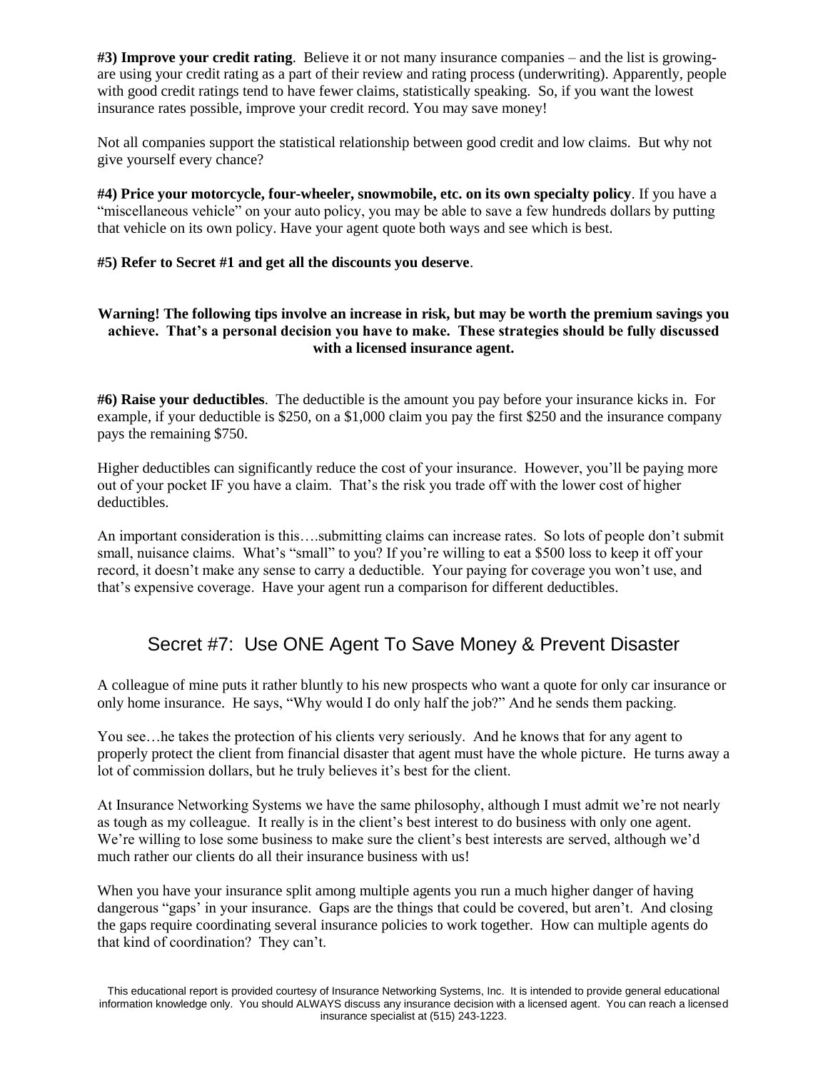**#3) Improve your credit rating**. Believe it or not many insurance companies – and the list is growing- are using your credit rating as a part of their review and rating process (underwriting). Apparently, people with good credit ratings tend to have fewer claims, statistically speaking. So, if you want the lowest insurance rates possible, improve your credit record. You may save money!

Not all companies support the statistical relationship between good credit and low claims. But why not give yourself every chance?

**#4) Price your motorcycle, four-wheeler, snowmobile, etc. on its own specialty policy**. If you have a "miscellaneous vehicle" on your auto policy, you may be able to save a few hundreds dollars by putting that vehicle on its own policy. Have your agent quote both ways and see which is best.

**#5) Refer to Secret #1 and get all the discounts you deserve**.

**Warning! The following tips involve an increase in risk, but may be worth the premium savings you achieve. That's a personal decision you have to make. These strategies should be fully discussed with a licensed insurance agent.**

**#6) Raise your deductibles**. The deductible is the amount you pay before your insurance kicks in. For example, if your deductible is $250, on a $1,000 claim you pay the first $250 and the insurance company pays the remaining $750.

Higher deductibles can significantly reduce the cost of your insurance. However, you'll be paying more out of your pocket IF you have a claim. That's the risk you trade off with the lower cost of higher deductibles.

An important consideration is this….submitting claims can increase rates. So lots of people don't submit small, nuisance claims. What's "small" to you? If you're willing to eat a $500 loss to keep it off your record, it doesn't make any sense to carry a deductible. Your paying for coverage you won't use, and that's expensive coverage. Have your agent run a comparison for different deductibles.

## Secret #7: Use ONE Agent To Save Money & Prevent Disaster

A colleague of mine puts it rather bluntly to his new prospects who want a quote for only car insurance or only home insurance. He says, "Why would I do only half the job?" And he sends them packing.

You see…he takes the protection of his clients very seriously. And he knows that for any agent to properly protect the client from financial disaster that agent must have the whole picture. He turns away a lot of commission dollars, but he truly believes it's best for the client.

At Insurance Networking Systems we have the same philosophy, although I must admit we're not nearly as tough as my colleague. It really is in the client's best interest to do business with only one agent. We're willing to lose some business to make sure the client's best interests are served, although we'd much rather our clients do all their insurance business with us!

When you have your insurance split among multiple agents you run a much higher danger of having dangerous "gaps' in your insurance. Gaps are the things that could be covered, but aren't. And closing the gaps require coordinating several insurance policies to work together. How can multiple agents do that kind of coordination? They can't.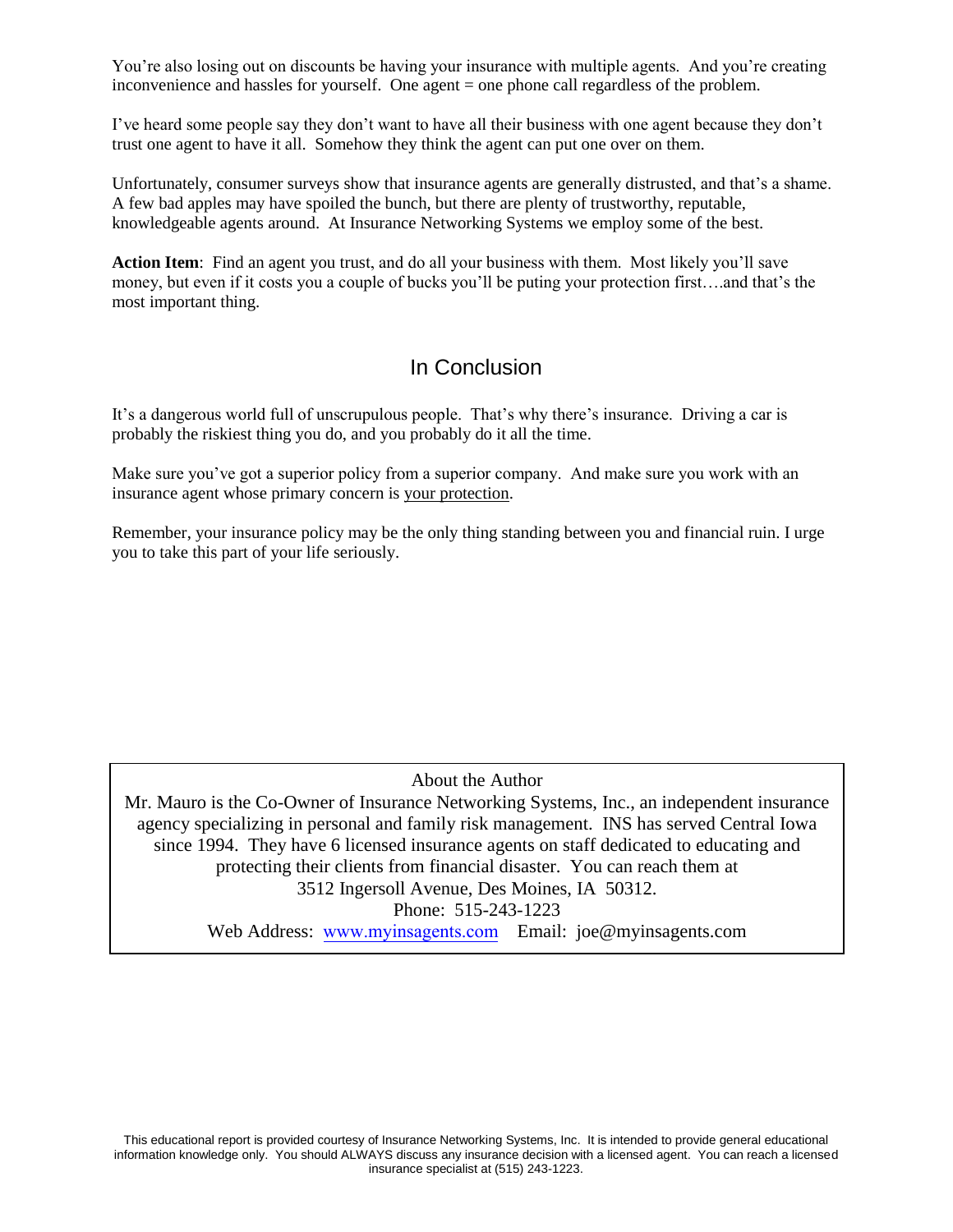You're also losing out on discounts be having your insurance with multiple agents. And you're creating inconvenience and hassles for yourself. One agent = one phone call regardless of the problem.

I've heard some people say they don't want to have all their business with one agent because they don't trust one agent to have it all. Somehow they think the agent can put one over on them.

Unfortunately, consumer surveys show that insurance agents are generally distrusted, and that's a shame. A few bad apples may have spoiled the bunch, but there are plenty of trustworthy, reputable, knowledgeable agents around. At Insurance Networking Systems we employ some of the best.

**Action Item**: Find an agent you trust, and do all your business with them. Most likely you'll save money, but even if it costs you a couple of bucks you'll be puting your protection first….and that's the most important thing.

## In Conclusion

It's a dangerous world full of unscrupulous people. That's why there's insurance. Driving a car is probably the riskiest thing you do, and you probably do it all the time.

Make sure you've got a superior policy from a superior company. And make sure you work with an insurance agent whose primary concern is your protection.

Remember, your insurance policy may be the only thing standing between you and financial ruin. I urge you to take this part of your life seriously.

About the Author

Mr. Mauro is the Co-Owner of Insurance Networking Systems, Inc., an independent insurance agency specializing in personal and family risk management. INS has served Central Iowa since 1994. They have 6 licensed insurance agents on staff dedicated to educating and protecting their clients from financial disaster. You can reach them at 3512 Ingersoll Avenue, Des Moines, IA 50312.
Phone: 515-243-1223
Web Address: www.myinsagents.com Email: joe@myinsagents.com

This educational report is provided courtesy of Insurance Networking Systems, Inc. It is intended to provide general educational information knowledge only. You should ALWAYS discuss any insurance decision with a licensed agent. You can reach a licensed insurance specialist at (515) 243-1223.